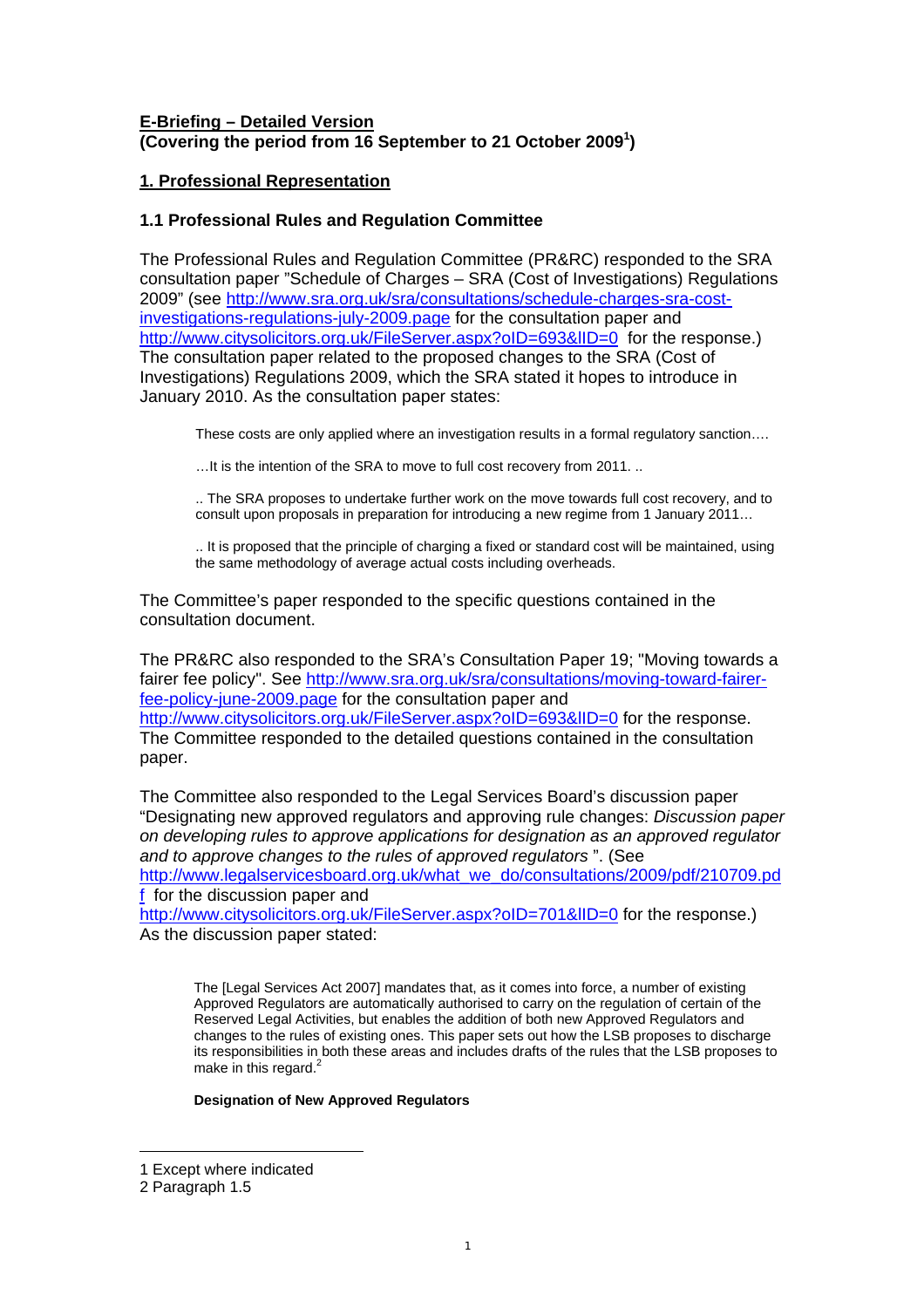**E-Briefing – Detailed Version**
**(Covering the period from 16 September to 21 October 2009[1])**

## 1. Professional Representation

### 1.1 Professional Rules and Regulation Committee

The Professional Rules and Regulation Committee (PR&RC) responded to the SRA consultation paper "Schedule of Charges – SRA (Cost of Investigations) Regulations 2009" (see http://www.sra.org.uk/sra/consultations/schedule-charges-sra-cost-investigations-regulations-july-2009.page for the consultation paper and http://www.citysolicitors.org.uk/FileServer.aspx?oID=693&lID=0 for the response.) The consultation paper related to the proposed changes to the SRA (Cost of Investigations) Regulations 2009, which the SRA stated it hopes to introduce in January 2010. As the consultation paper states:

> These costs are only applied where an investigation results in a formal regulatory sanction….
>
> …It is the intention of the SRA to move to full cost recovery from 2011. ..
>
> .. The SRA proposes to undertake further work on the move towards full cost recovery, and to consult upon proposals in preparation for introducing a new regime from 1 January 2011…
>
> .. It is proposed that the principle of charging a fixed or standard cost will be maintained, using the same methodology of average actual costs including overheads.

The Committee's paper responded to the specific questions contained in the consultation document.

The PR&RC also responded to the SRA's Consultation Paper 19; "Moving towards a fairer fee policy". See http://www.sra.org.uk/sra/consultations/moving-toward-fairer-fee-policy-june-2009.page for the consultation paper and http://www.citysolicitors.org.uk/FileServer.aspx?oID=693&lID=0 for the response. The Committee responded to the detailed questions contained in the consultation paper.

The Committee also responded to the Legal Services Board's discussion paper "Designating new approved regulators and approving rule changes: *Discussion paper on developing rules to approve applications for designation as an approved regulator and to approve changes to the rules of approved regulators* ". (See http://www.legalservicesboard.org.uk/what_we_do/consultations/2009/pdf/210709.pdf for the discussion paper and http://www.citysolicitors.org.uk/FileServer.aspx?oID=701&lID=0 for the response.) As the discussion paper stated:

> The [Legal Services Act 2007] mandates that, as it comes into force, a number of existing Approved Regulators are automatically authorised to carry on the regulation of certain of the Reserved Legal Activities, but enables the addition of both new Approved Regulators and changes to the rules of existing ones. This paper sets out how the LSB proposes to discharge its responsibilities in both these areas and includes drafts of the rules that the LSB proposes to make in this regard.[2]
>
> **Designation of New Approved Regulators**

---

1 Except where indicated

2 Paragraph 1.5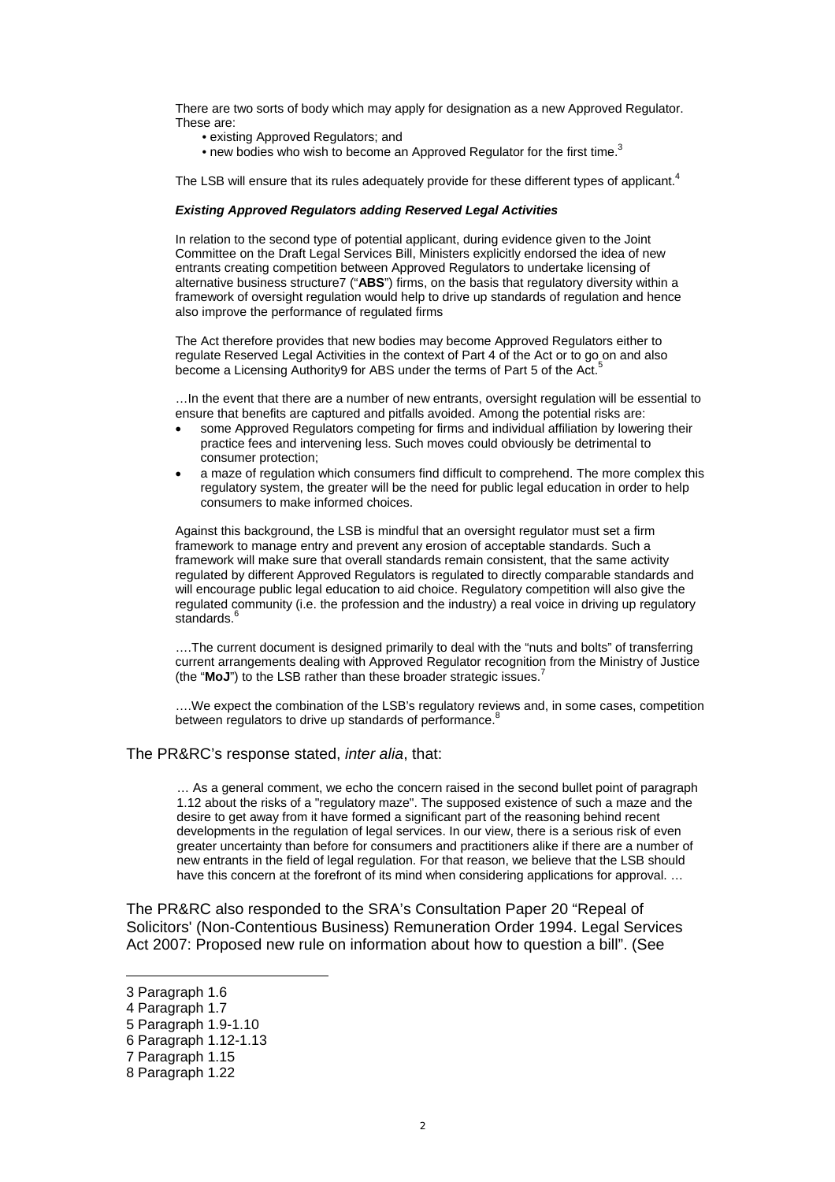There are two sorts of body which may apply for designation as a new Approved Regulator. These are:

- existing Approved Regulators; and
- new bodies who wish to become an Approved Regulator for the first time.[3]

The LSB will ensure that its rules adequately provide for these different types of applicant.[4]

***Existing Approved Regulators adding Reserved Legal Activities***

In relation to the second type of potential applicant, during evidence given to the Joint Committee on the Draft Legal Services Bill, Ministers explicitly endorsed the idea of new entrants creating competition between Approved Regulators to undertake licensing of alternative business structure7 ("**ABS**") firms, on the basis that regulatory diversity within a framework of oversight regulation would help to drive up standards of regulation and hence also improve the performance of regulated firms

The Act therefore provides that new bodies may become Approved Regulators either to regulate Reserved Legal Activities in the context of Part 4 of the Act or to go on and also become a Licensing Authority9 for ABS under the terms of Part 5 of the Act.[5]

…In the event that there are a number of new entrants, oversight regulation will be essential to ensure that benefits are captured and pitfalls avoided. Among the potential risks are:

- some Approved Regulators competing for firms and individual affiliation by lowering their practice fees and intervening less. Such moves could obviously be detrimental to consumer protection;
- a maze of regulation which consumers find difficult to comprehend. The more complex this regulatory system, the greater will be the need for public legal education in order to help consumers to make informed choices.

Against this background, the LSB is mindful that an oversight regulator must set a firm framework to manage entry and prevent any erosion of acceptable standards. Such a framework will make sure that overall standards remain consistent, that the same activity regulated by different Approved Regulators is regulated to directly comparable standards and will encourage public legal education to aid choice. Regulatory competition will also give the regulated community (i.e. the profession and the industry) a real voice in driving up regulatory standards.[6]

….The current document is designed primarily to deal with the "nuts and bolts" of transferring current arrangements dealing with Approved Regulator recognition from the Ministry of Justice (the "**MoJ**") to the LSB rather than these broader strategic issues.[7]

….We expect the combination of the LSB's regulatory reviews and, in some cases, competition between regulators to drive up standards of performance.[8]

The PR&RC's response stated, *inter alia*, that:

> … As a general comment, we echo the concern raised in the second bullet point of paragraph 1.12 about the risks of a "regulatory maze". The supposed existence of such a maze and the desire to get away from it have formed a significant part of the reasoning behind recent developments in the regulation of legal services. In our view, there is a serious risk of even greater uncertainty than before for consumers and practitioners alike if there are a number of new entrants in the field of legal regulation. For that reason, we believe that the LSB should have this concern at the forefront of its mind when considering applications for approval. …

The PR&RC also responded to the SRA's Consultation Paper 20 "Repeal of Solicitors' (Non-Contentious Business) Remuneration Order 1994. Legal Services Act 2007: Proposed new rule on information about how to question a bill". (See

---

3 Paragraph 1.6
4 Paragraph 1.7
5 Paragraph 1.9-1.10
6 Paragraph 1.12-1.13
7 Paragraph 1.15
8 Paragraph 1.22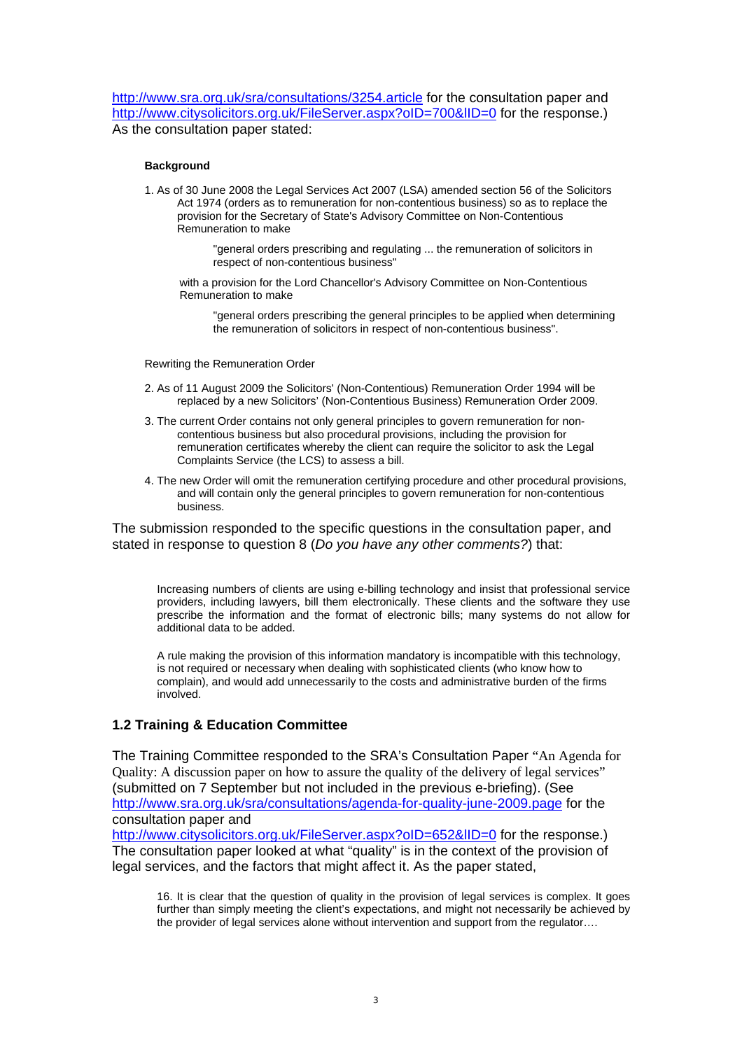http://www.sra.org.uk/sra/consultations/3254.article for the consultation paper and http://www.citysolicitors.org.uk/FileServer.aspx?oID=700&lID=0 for the response.) As the consultation paper stated:

> **Background**
>
> 1. As of 30 June 2008 the Legal Services Act 2007 (LSA) amended section 56 of the Solicitors Act 1974 (orders as to remuneration for non-contentious business) so as to replace the provision for the Secretary of State's Advisory Committee on Non-Contentious Remuneration to make
>
>    > "general orders prescribing and regulating ... the remuneration of solicitors in respect of non-contentious business"
>
>    with a provision for the Lord Chancellor's Advisory Committee on Non-Contentious Remuneration to make
>
>    > "general orders prescribing the general principles to be applied when determining the remuneration of solicitors in respect of non-contentious business".
>
> Rewriting the Remuneration Order
>
> 2. As of 11 August 2009 the Solicitors' (Non-Contentious) Remuneration Order 1994 will be replaced by a new Solicitors' (Non-Contentious Business) Remuneration Order 2009.
> 3. The current Order contains not only general principles to govern remuneration for non-contentious business but also procedural provisions, including the provision for remuneration certificates whereby the client can require the solicitor to ask the Legal Complaints Service (the LCS) to assess a bill.
> 4. The new Order will omit the remuneration certifying procedure and other procedural provisions, and will contain only the general principles to govern remuneration for non-contentious business.

The submission responded to the specific questions in the consultation paper, and stated in response to question 8 (*Do you have any other comments?*) that:

> Increasing numbers of clients are using e-billing technology and insist that professional service providers, including lawyers, bill them electronically. These clients and the software they use prescribe the information and the format of electronic bills; many systems do not allow for additional data to be added.
>
> A rule making the provision of this information mandatory is incompatible with this technology, is not required or necessary when dealing with sophisticated clients (who know how to complain), and would add unnecessarily to the costs and administrative burden of the firms involved.

### 1.2 Training & Education Committee

The Training Committee responded to the SRA's Consultation Paper "An Agenda for Quality: A discussion paper on how to assure the quality of the delivery of legal services" (submitted on 7 September but not included in the previous e-briefing). (See http://www.sra.org.uk/sra/consultations/agenda-for-quality-june-2009.page for the consultation paper and http://www.citysolicitors.org.uk/FileServer.aspx?oID=652&lID=0 for the response.) The consultation paper looked at what "quality" is in the context of the provision of legal services, and the factors that might affect it. As the paper stated,

> 16. It is clear that the question of quality in the provision of legal services is complex. It goes further than simply meeting the client's expectations, and might not necessarily be achieved by the provider of legal services alone without intervention and support from the regulator….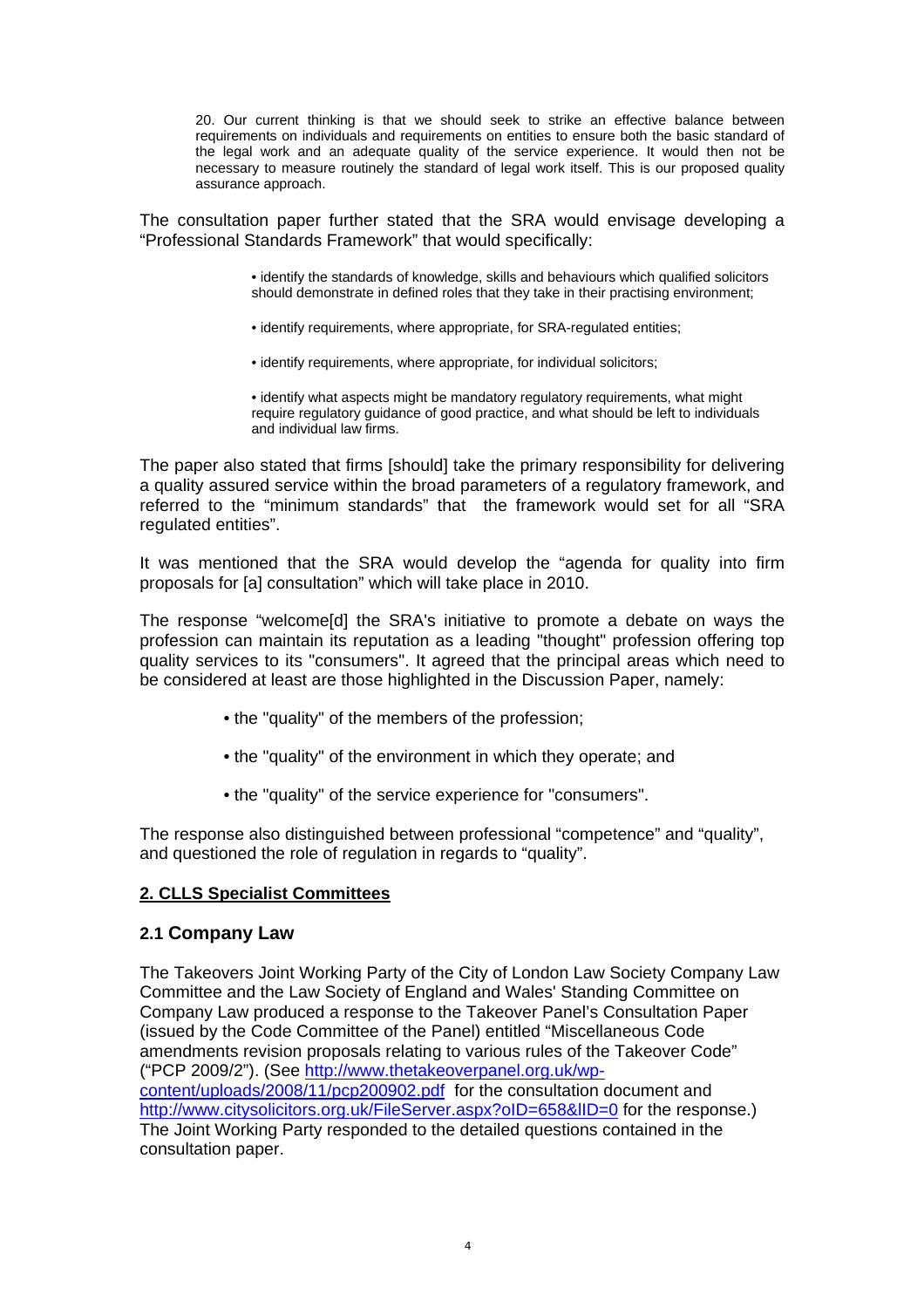> 20. Our current thinking is that we should seek to strike an effective balance between requirements on individuals and requirements on entities to ensure both the basic standard of the legal work and an adequate quality of the service experience. It would then not be necessary to measure routinely the standard of legal work itself. This is our proposed quality assurance approach.

The consultation paper further stated that the SRA would envisage developing a "Professional Standards Framework" that would specifically:

> • identify the standards of knowledge, skills and behaviours which qualified solicitors should demonstrate in defined roles that they take in their practising environment;
>
> • identify requirements, where appropriate, for SRA-regulated entities;
>
> • identify requirements, where appropriate, for individual solicitors;
>
> • identify what aspects might be mandatory regulatory requirements, what might require regulatory guidance of good practice, and what should be left to individuals and individual law firms.

The paper also stated that firms [should] take the primary responsibility for delivering a quality assured service within the broad parameters of a regulatory framework, and referred to the "minimum standards" that the framework would set for all "SRA regulated entities".

It was mentioned that the SRA would develop the "agenda for quality into firm proposals for [a] consultation" which will take place in 2010.

The response "welcome[d] the SRA's initiative to promote a debate on ways the profession can maintain its reputation as a leading "thought" profession offering top quality services to its "consumers". It agreed that the principal areas which need to be considered at least are those highlighted in the Discussion Paper, namely:

- the "quality" of the members of the profession;
- the "quality" of the environment in which they operate; and
- the "quality" of the service experience for "consumers".

The response also distinguished between professional "competence" and "quality", and questioned the role of regulation in regards to "quality".

## 2. CLLS Specialist Committees

### 2.1 Company Law

The Takeovers Joint Working Party of the City of London Law Society Company Law Committee and the Law Society of England and Wales' Standing Committee on Company Law produced a response to the Takeover Panel's Consultation Paper (issued by the Code Committee of the Panel) entitled "Miscellaneous Code amendments revision proposals relating to various rules of the Takeover Code" ("PCP 2009/2"). (See http://www.thetakeoverpanel.org.uk/wp-content/uploads/2008/11/pcp200902.pdf for the consultation document and http://www.citysolicitors.org.uk/FileServer.aspx?oID=658&lID=0 for the response.) The Joint Working Party responded to the detailed questions contained in the consultation paper.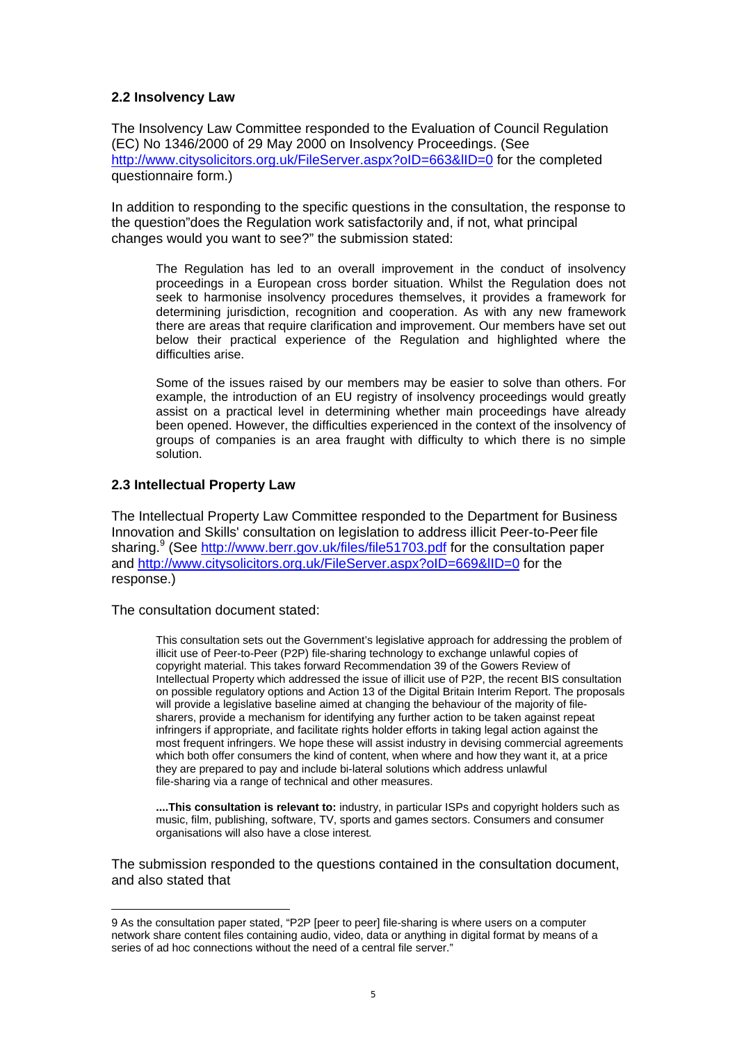### 2.2 Insolvency Law

The Insolvency Law Committee responded to the Evaluation of Council Regulation (EC) No 1346/2000 of 29 May 2000 on Insolvency Proceedings. (See http://www.citysolicitors.org.uk/FileServer.aspx?oID=663&lID=0 for the completed questionnaire form.)

In addition to responding to the specific questions in the consultation, the response to the question"does the Regulation work satisfactorily and, if not, what principal changes would you want to see?" the submission stated:

> The Regulation has led to an overall improvement in the conduct of insolvency proceedings in a European cross border situation. Whilst the Regulation does not seek to harmonise insolvency procedures themselves, it provides a framework for determining jurisdiction, recognition and cooperation. As with any new framework there are areas that require clarification and improvement. Our members have set out below their practical experience of the Regulation and highlighted where the difficulties arise.
>
> Some of the issues raised by our members may be easier to solve than others. For example, the introduction of an EU registry of insolvency proceedings would greatly assist on a practical level in determining whether main proceedings have already been opened. However, the difficulties experienced in the context of the insolvency of groups of companies is an area fraught with difficulty to which there is no simple solution.

### 2.3 Intellectual Property Law

The Intellectual Property Law Committee responded to the Department for Business Innovation and Skills' consultation on legislation to address illicit Peer-to-Peer file sharing.[9] (See http://www.berr.gov.uk/files/file51703.pdf for the consultation paper and http://www.citysolicitors.org.uk/FileServer.aspx?oID=669&lID=0 for the response.)

The consultation document stated:

> This consultation sets out the Government's legislative approach for addressing the problem of illicit use of Peer-to-Peer (P2P) file-sharing technology to exchange unlawful copies of copyright material. This takes forward Recommendation 39 of the Gowers Review of Intellectual Property which addressed the issue of illicit use of P2P, the recent BIS consultation on possible regulatory options and Action 13 of the Digital Britain Interim Report. The proposals will provide a legislative baseline aimed at changing the behaviour of the majority of file-sharers, provide a mechanism for identifying any further action to be taken against repeat infringers if appropriate, and facilitate rights holder efforts in taking legal action against the most frequent infringers. We hope these will assist industry in devising commercial agreements which both offer consumers the kind of content, when where and how they want it, at a price they are prepared to pay and include bi-lateral solutions which address unlawful file-sharing via a range of technical and other measures.
>
> **....This consultation is relevant to:** industry, in particular ISPs and copyright holders such as music, film, publishing, software, TV, sports and games sectors. Consumers and consumer organisations will also have a close interest.

The submission responded to the questions contained in the consultation document, and also stated that

9 As the consultation paper stated, "P2P [peer to peer] file-sharing is where users on a computer network share content files containing audio, video, data or anything in digital format by means of a series of ad hoc connections without the need of a central file server."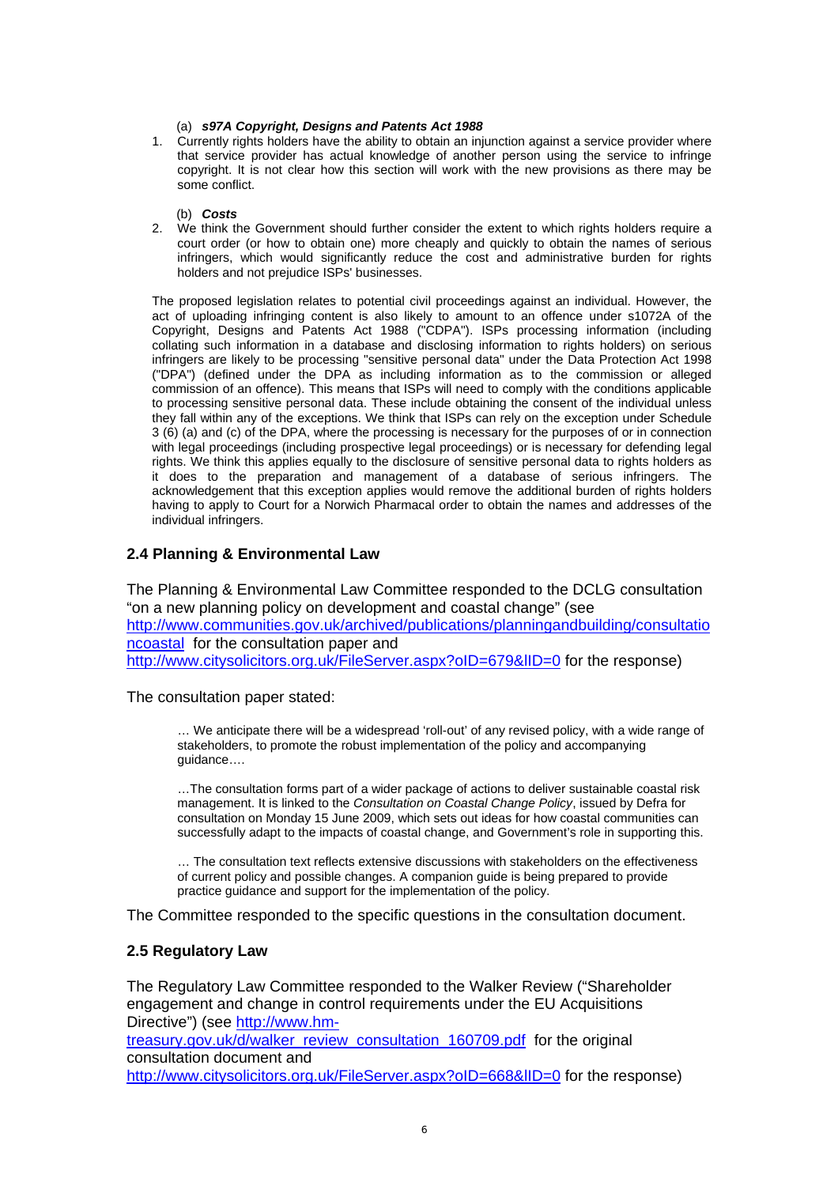(a) ***s97A Copyright, Designs and Patents Act 1988***

1. Currently rights holders have the ability to obtain an injunction against a service provider where that service provider has actual knowledge of another person using the service to infringe copyright. It is not clear how this section will work with the new provisions as there may be some conflict.

(b) ***Costs***

2. We think the Government should further consider the extent to which rights holders require a court order (or how to obtain one) more cheaply and quickly to obtain the names of serious infringers, which would significantly reduce the cost and administrative burden for rights holders and not prejudice ISPs' businesses.

The proposed legislation relates to potential civil proceedings against an individual. However, the act of uploading infringing content is also likely to amount to an offence under s1072A of the Copyright, Designs and Patents Act 1988 ("CDPA"). ISPs processing information (including collating such information in a database and disclosing information to rights holders) on serious infringers are likely to be processing "sensitive personal data" under the Data Protection Act 1998 ("DPA") (defined under the DPA as including information as to the commission or alleged commission of an offence). This means that ISPs will need to comply with the conditions applicable to processing sensitive personal data. These include obtaining the consent of the individual unless they fall within any of the exceptions. We think that ISPs can rely on the exception under Schedule 3 (6) (a) and (c) of the DPA, where the processing is necessary for the purposes of or in connection with legal proceedings (including prospective legal proceedings) or is necessary for defending legal rights. We think this applies equally to the disclosure of sensitive personal data to rights holders as it does to the preparation and management of a database of serious infringers. The acknowledgement that this exception applies would remove the additional burden of rights holders having to apply to Court for a Norwich Pharmacal order to obtain the names and addresses of the individual infringers.

## 2.4 Planning & Environmental Law

The Planning & Environmental Law Committee responded to the DCLG consultation "on a new planning policy on development and coastal change" (see http://www.communities.gov.uk/archived/publications/planningandbuilding/consultationcoastal for the consultation paper and http://www.citysolicitors.org.uk/FileServer.aspx?oID=679&lID=0 for the response)

The consultation paper stated:

> … We anticipate there will be a widespread 'roll-out' of any revised policy, with a wide range of stakeholders, to promote the robust implementation of the policy and accompanying guidance….
>
> …The consultation forms part of a wider package of actions to deliver sustainable coastal risk management. It is linked to the *Consultation on Coastal Change Policy*, issued by Defra for consultation on Monday 15 June 2009, which sets out ideas for how coastal communities can successfully adapt to the impacts of coastal change, and Government's role in supporting this.
>
> … The consultation text reflects extensive discussions with stakeholders on the effectiveness of current policy and possible changes. A companion guide is being prepared to provide practice guidance and support for the implementation of the policy.

The Committee responded to the specific questions in the consultation document.

## 2.5 Regulatory Law

The Regulatory Law Committee responded to the Walker Review ("Shareholder engagement and change in control requirements under the EU Acquisitions Directive") (see http://www.hm-treasury.gov.uk/d/walker_review_consultation_160709.pdf for the original consultation document and http://www.citysolicitors.org.uk/FileServer.aspx?oID=668&lID=0 for the response)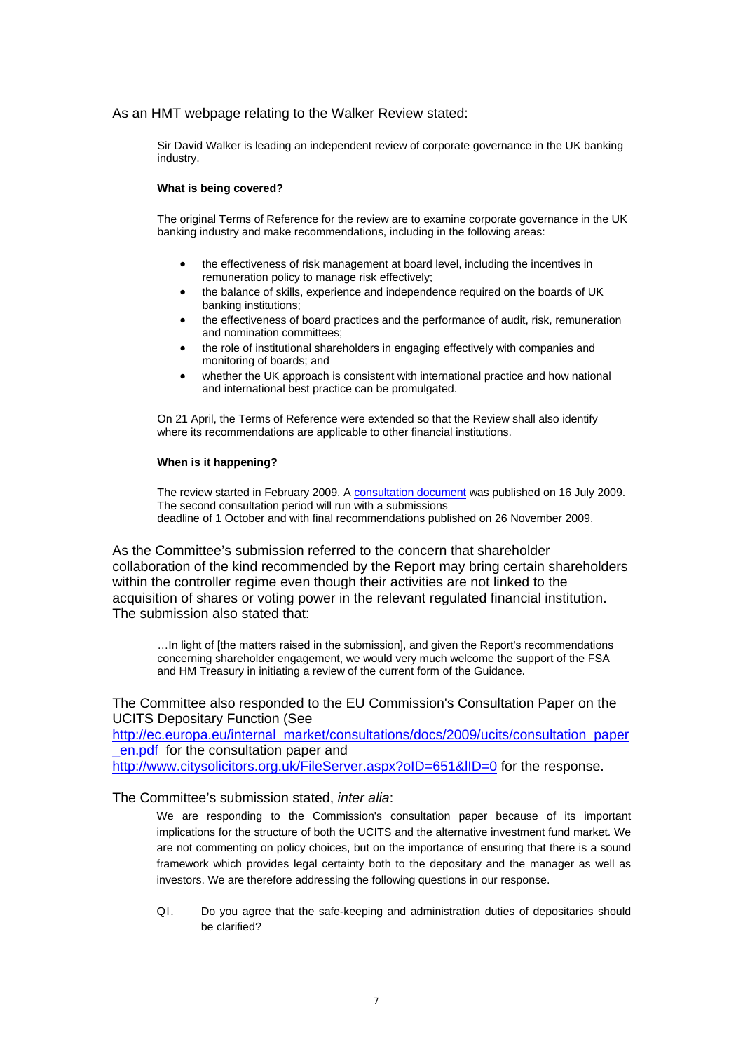As an HMT webpage relating to the Walker Review stated:

> Sir David Walker is leading an independent review of corporate governance in the UK banking industry.
>
> **What is being covered?**
>
> The original Terms of Reference for the review are to examine corporate governance in the UK banking industry and make recommendations, including in the following areas:
>
> - the effectiveness of risk management at board level, including the incentives in remuneration policy to manage risk effectively;
> - the balance of skills, experience and independence required on the boards of UK banking institutions;
> - the effectiveness of board practices and the performance of audit, risk, remuneration and nomination committees;
> - the role of institutional shareholders in engaging effectively with companies and monitoring of boards; and
> - whether the UK approach is consistent with international practice and how national and international best practice can be promulgated.
>
> On 21 April, the Terms of Reference were extended so that the Review shall also identify where its recommendations are applicable to other financial institutions.
>
> **When is it happening?**
>
> The review started in February 2009. A consultation document was published on 16 July 2009. The second consultation period will run with a submissions deadline of 1 October and with final recommendations published on 26 November 2009.

As the Committee's submission referred to the concern that shareholder collaboration of the kind recommended by the Report may bring certain shareholders within the controller regime even though their activities are not linked to the acquisition of shares or voting power in the relevant regulated financial institution. The submission also stated that:

> …In light of [the matters raised in the submission], and given the Report's recommendations concerning shareholder engagement, we would very much welcome the support of the FSA and HM Treasury in initiating a review of the current form of the Guidance.

The Committee also responded to the EU Commission's Consultation Paper on the UCITS Depositary Function (See http://ec.europa.eu/internal_market/consultations/docs/2009/ucits/consultation_paper_en.pdf for the consultation paper and http://www.citysolicitors.org.uk/FileServer.aspx?oID=651&lID=0 for the response.

The Committee's submission stated, *inter alia*:

> We are responding to the Commission's consultation paper because of its important implications for the structure of both the UCITS and the alternative investment fund market. We are not commenting on policy choices, but on the importance of ensuring that there is a sound framework which provides legal certainty both to the depositary and the manager as well as investors. We are therefore addressing the following questions in our response.
>
> Q1. Do you agree that the safe-keeping and administration duties of depositaries should be clarified?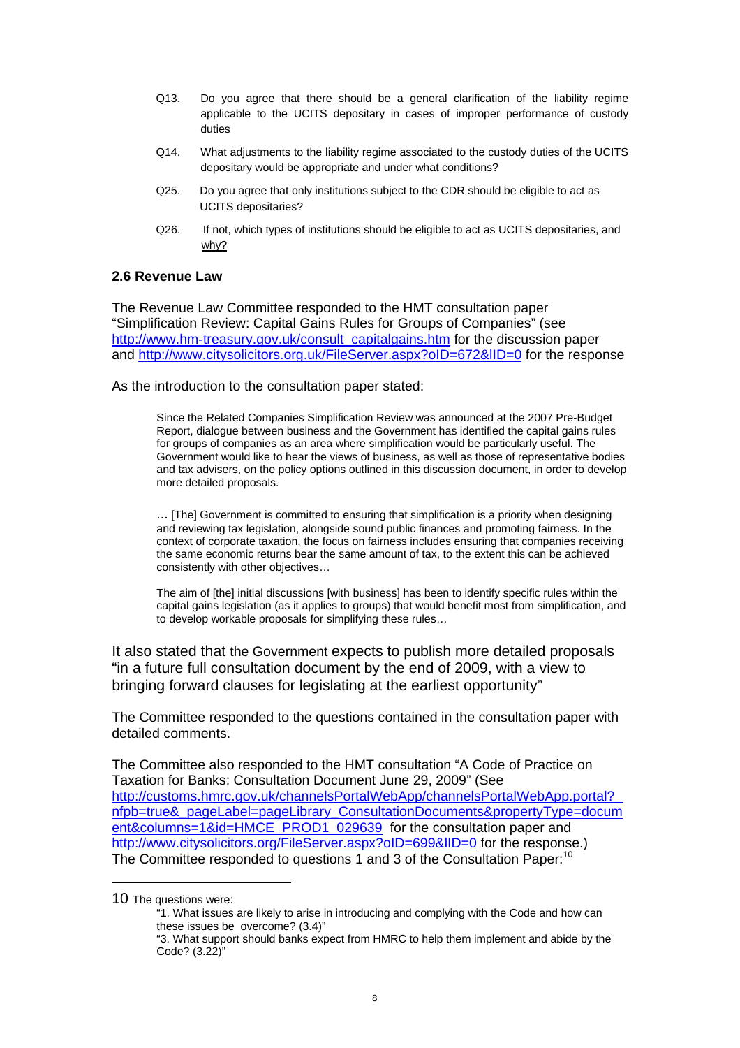Q13. Do you agree that there should be a general clarification of the liability regime applicable to the UCITS depositary in cases of improper performance of custody duties

Q14. What adjustments to the liability regime associated to the custody duties of the UCITS depositary would be appropriate and under what conditions?

Q25. Do you agree that only institutions subject to the CDR should be eligible to act as UCITS depositaries?

Q26. If not, which types of institutions should be eligible to act as UCITS depositaries, and why?

### 2.6 Revenue Law

The Revenue Law Committee responded to the HMT consultation paper "Simplification Review: Capital Gains Rules for Groups of Companies" (see http://www.hm-treasury.gov.uk/consult_capitalgains.htm for the discussion paper and http://www.citysolicitors.org.uk/FileServer.aspx?oID=672&lID=0 for the response

As the introduction to the consultation paper stated:

> Since the Related Companies Simplification Review was announced at the 2007 Pre-Budget Report, dialogue between business and the Government has identified the capital gains rules for groups of companies as an area where simplification would be particularly useful. The Government would like to hear the views of business, as well as those of representative bodies and tax advisers, on the policy options outlined in this discussion document, in order to develop more detailed proposals.
>
> … [The] Government is committed to ensuring that simplification is a priority when designing and reviewing tax legislation, alongside sound public finances and promoting fairness. In the context of corporate taxation, the focus on fairness includes ensuring that companies receiving the same economic returns bear the same amount of tax, to the extent this can be achieved consistently with other objectives…
>
> The aim of [the] initial discussions [with business] has been to identify specific rules within the capital gains legislation (as it applies to groups) that would benefit most from simplification, and to develop workable proposals for simplifying these rules…

It also stated that the Government expects to publish more detailed proposals "in a future full consultation document by the end of 2009, with a view to bringing forward clauses for legislating at the earliest opportunity"

The Committee responded to the questions contained in the consultation paper with detailed comments.

The Committee also responded to the HMT consultation "A Code of Practice on Taxation for Banks: Consultation Document June 29, 2009" (See http://customs.hmrc.gov.uk/channelsPortalWebApp/channelsPortalWebApp.portal?_nfpb=true&_pageLabel=pageLibrary_ConsultationDocuments&propertyType=document&columns=1&id=HMCE_PROD1_029639 for the consultation paper and http://www.citysolicitors.org/FileServer.aspx?oID=699&lID=0 for the response.) The Committee responded to questions 1 and 3 of the Consultation Paper:[10]

---

10 The questions were:

> "1. What issues are likely to arise in introducing and complying with the Code and how can these issues be overcome? (3.4)"
>
> "3. What support should banks expect from HMRC to help them implement and abide by the Code? (3.22)"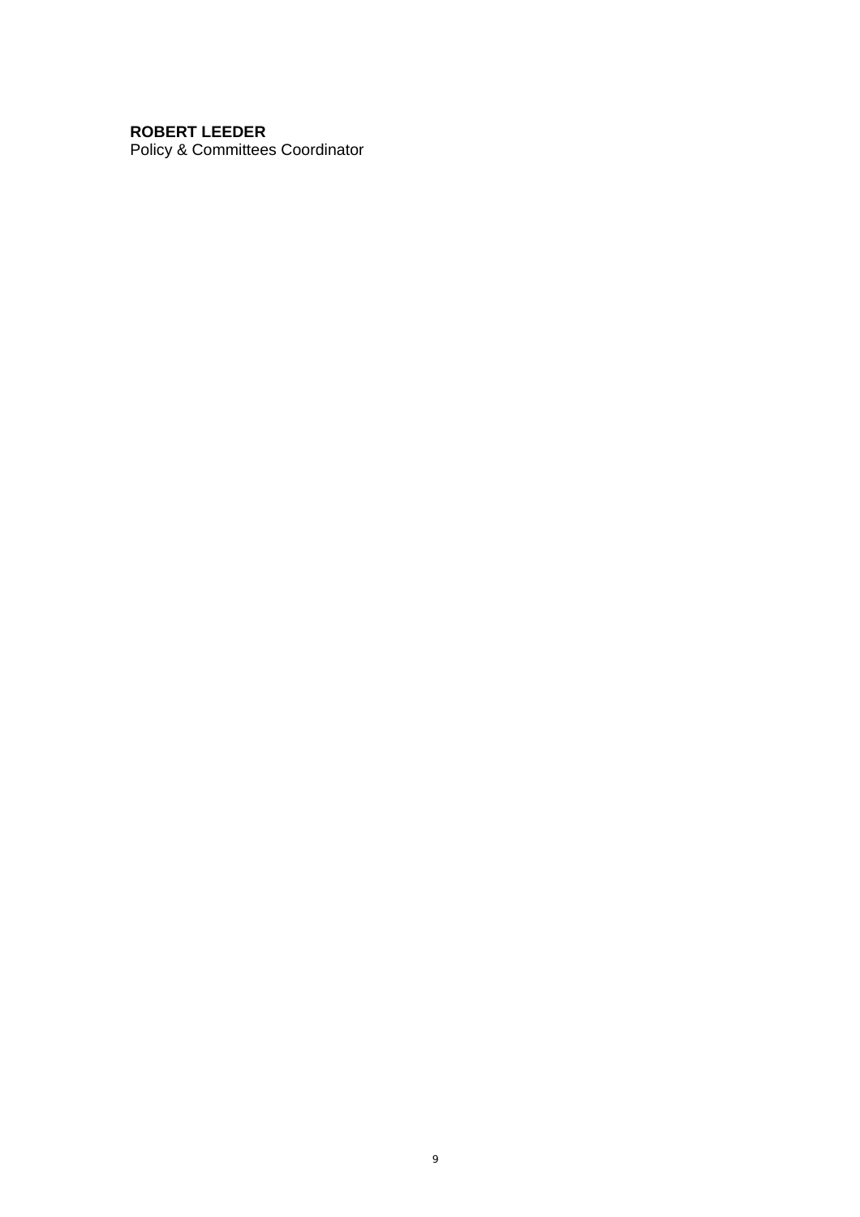**ROBERT LEEDER**
Policy & Committees Coordinator